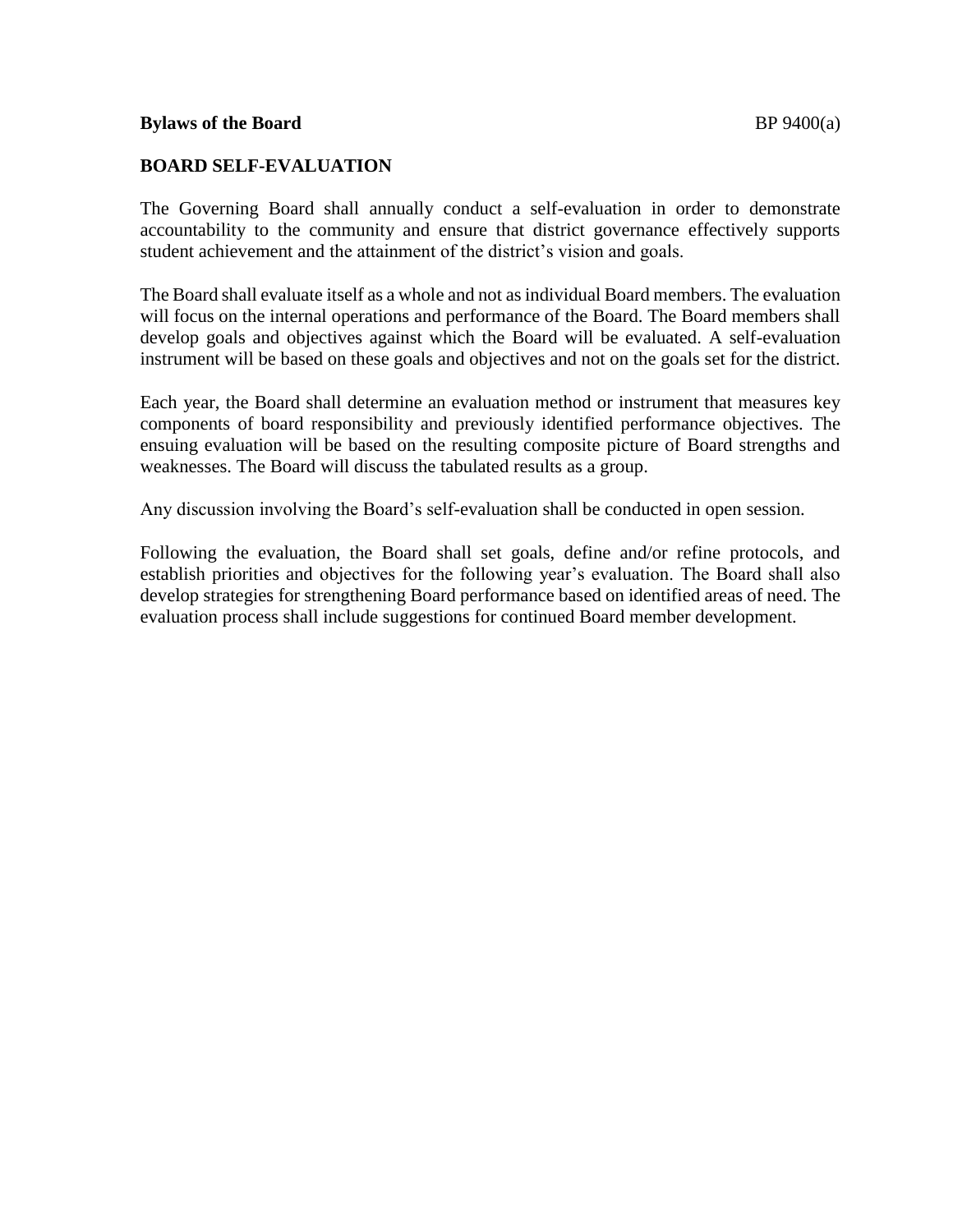**Bylaws of the Board** BP 9400(a)

## BOARD SELF-EVALUATION

The Governing Board shall annually conduct a self-evaluation in order to demonstrate accountability to the community and ensure that district governance effectively supports student achievement and the attainment of the district's vision and goals.

The Board shall evaluate itself as a whole and not as individual Board members. The evaluation will focus on the internal operations and performance of the Board. The Board members shall develop goals and objectives against which the Board will be evaluated. A self-evaluation instrument will be based on these goals and objectives and not on the goals set for the district.

Each year, the Board shall determine an evaluation method or instrument that measures key components of board responsibility and previously identified performance objectives. The ensuing evaluation will be based on the resulting composite picture of Board strengths and weaknesses. The Board will discuss the tabulated results as a group.

Any discussion involving the Board's self-evaluation shall be conducted in open session.

Following the evaluation, the Board shall set goals, define and/or refine protocols, and establish priorities and objectives for the following year's evaluation. The Board shall also develop strategies for strengthening Board performance based on identified areas of need. The evaluation process shall include suggestions for continued Board member development.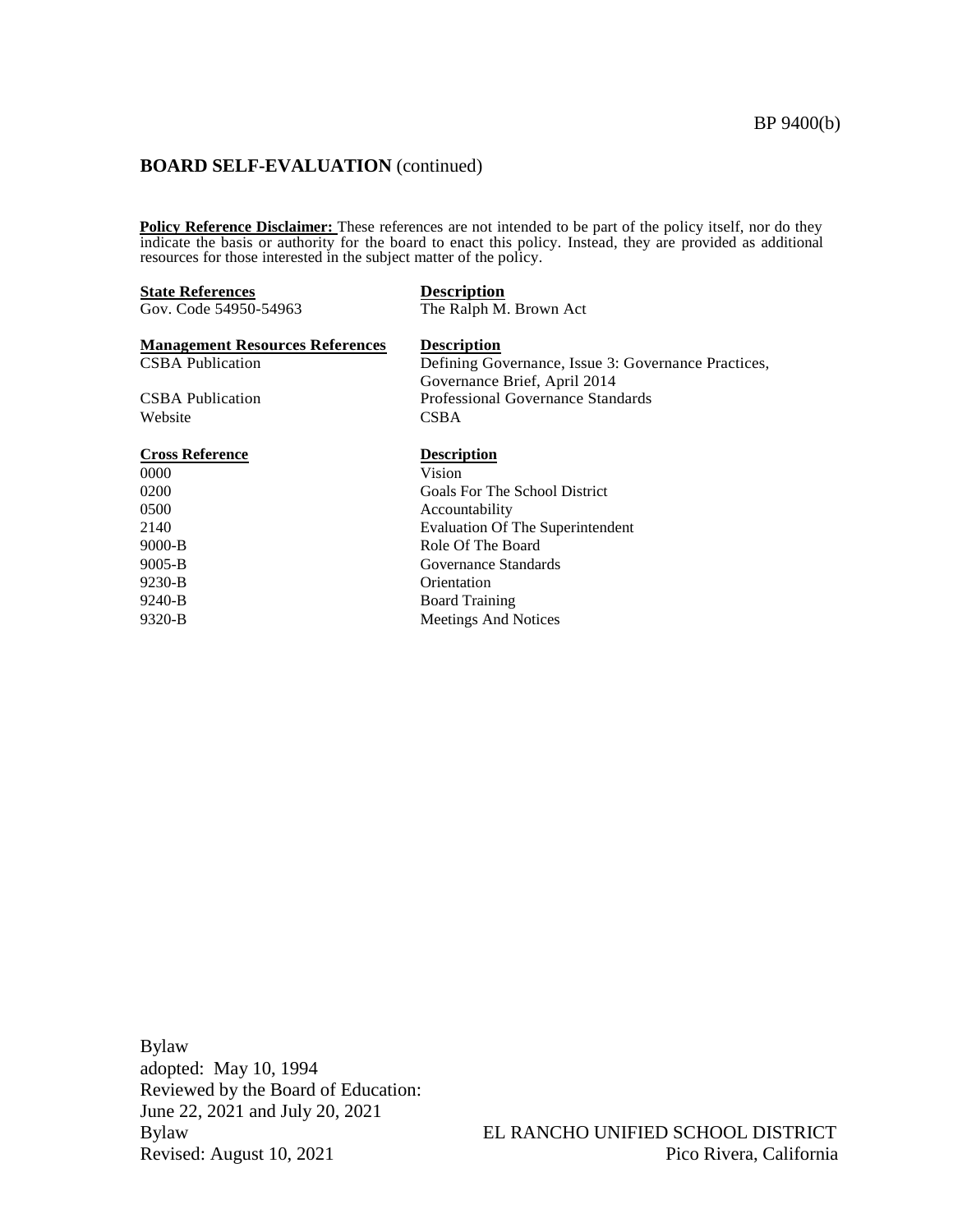## BOARD SELF-EVALUATION (continued)

**Policy Reference Disclaimer:** These references are not intended to be part of the policy itself, nor do they indicate the basis or authority for the board to enact this policy. Instead, they are provided as additional resources for those interested in the subject matter of the policy.

| **State References** | **Description** |
| --- | --- |
| Gov. Code 54950-54963 | The Ralph M. Brown Act |

| **Management Resources References** | **Description** |
| --- | --- |
| CSBA Publication | Defining Governance, Issue 3: Governance Practices, Governance Brief, April 2014 |
| CSBA Publication | Professional Governance Standards |
| Website | CSBA |

| **Cross Reference** | **Description** |
| --- | --- |
| 0000 | Vision |
| 0200 | Goals For The School District |
| 0500 | Accountability |
| 2140 | Evaluation Of The Superintendent |
| 9000-B | Role Of The Board |
| 9005-B | Governance Standards |
| 9230-B | Orientation |
| 9240-B | Board Training |
| 9320-B | Meetings And Notices |

Bylaw
adopted: May 10, 1994
Reviewed by the Board of Education:
June 22, 2021 and July 20, 2021
Bylaw
Revised: August 10, 2021

EL RANCHO UNIFIED SCHOOL DISTRICT
Pico Rivera, California